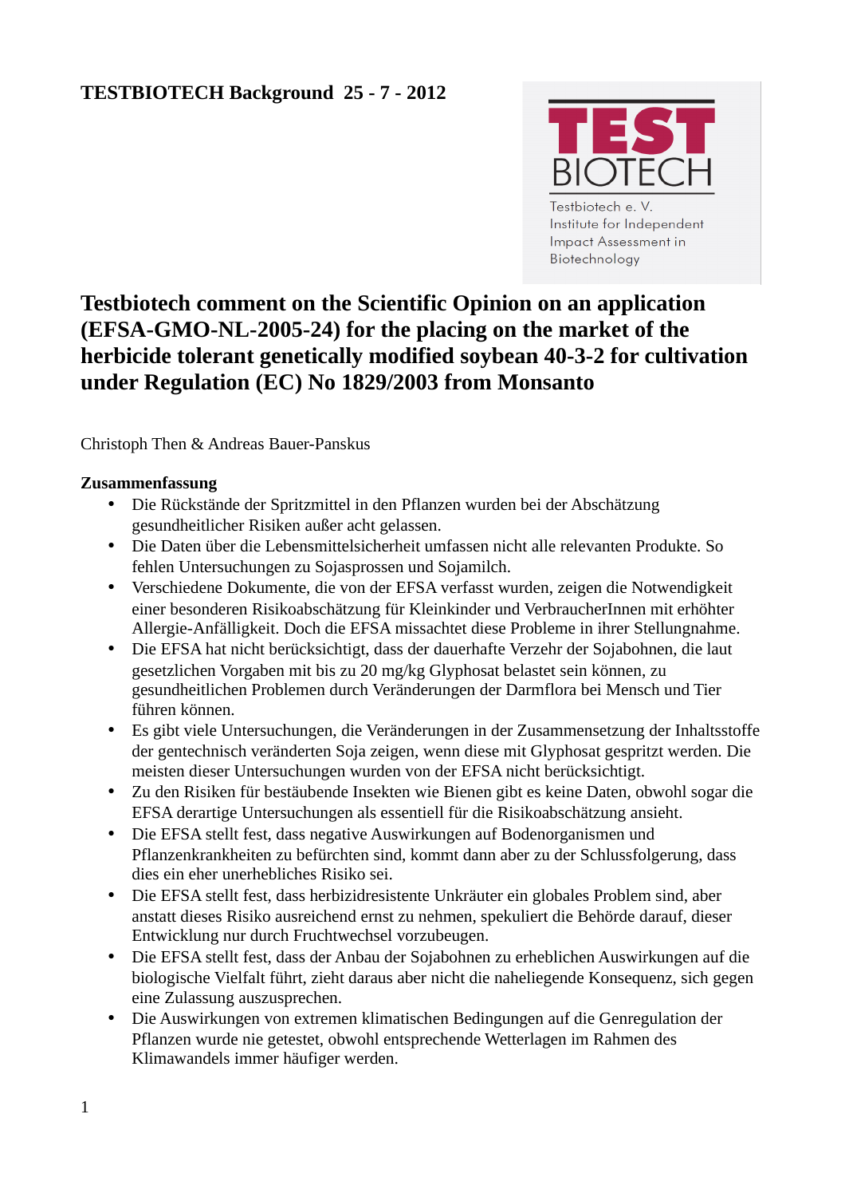**TESTBIOTECH Background 25 - 7 - 2012**

TEST BIOTECH
Testbiotech e. V.
Institute for Independent Impact Assessment in Biotechnology

# Testbiotech comment on the Scientific Opinion on an application (EFSA-GMO-NL-2005-24) for the placing on the market of the herbicide tolerant genetically modified soybean 40-3-2 for cultivation under Regulation (EC) No 1829/2003 from Monsanto

Christoph Then & Andreas Bauer-Panskus

**Zusammenfassung**

- Die Rückstände der Spritzmittel in den Pflanzen wurden bei der Abschätzung gesundheitlicher Risiken außer acht gelassen.
- Die Daten über die Lebensmittelsicherheit umfassen nicht alle relevanten Produkte. So fehlen Untersuchungen zu Sojasprossen und Sojamilch.
- Verschiedene Dokumente, die von der EFSA verfasst wurden, zeigen die Notwendigkeit einer besonderen Risikoabschätzung für Kleinkinder und VerbraucherInnen mit erhöhter Allergie-Anfälligkeit. Doch die EFSA missachtet diese Probleme in ihrer Stellungnahme.
- Die EFSA hat nicht berücksichtigt, dass der dauerhafte Verzehr der Sojabohnen, die laut gesetzlichen Vorgaben mit bis zu 20 mg/kg Glyphosat belastet sein können, zu gesundheitlichen Problemen durch Veränderungen der Darmflora bei Mensch und Tier führen können.
- Es gibt viele Untersuchungen, die Veränderungen in der Zusammensetzung der Inhaltsstoffe der gentechnisch veränderten Soja zeigen, wenn diese mit Glyphosat gespritzt werden. Die meisten dieser Untersuchungen wurden von der EFSA nicht berücksichtigt.
- Zu den Risiken für bestäubende Insekten wie Bienen gibt es keine Daten, obwohl sogar die EFSA derartige Untersuchungen als essentiell für die Risikoabschätzung ansieht.
- Die EFSA stellt fest, dass negative Auswirkungen auf Bodenorganismen und Pflanzenkrankheiten zu befürchten sind, kommt dann aber zu der Schlussfolgerung, dass dies ein eher unerhebliches Risiko sei.
- Die EFSA stellt fest, dass herbizidresistente Unkräuter ein globales Problem sind, aber anstatt dieses Risiko ausreichend ernst zu nehmen, spekuliert die Behörde darauf, dieser Entwicklung nur durch Fruchtwechsel vorzubeugen.
- Die EFSA stellt fest, dass der Anbau der Sojabohnen zu erheblichen Auswirkungen auf die biologische Vielfalt führt, zieht daraus aber nicht die naheliegende Konsequenz, sich gegen eine Zulassung auszusprechen.
- Die Auswirkungen von extremen klimatischen Bedingungen auf die Genregulation der Pflanzen wurde nie getestet, obwohl entsprechende Wetterlagen im Rahmen des Klimawandels immer häufiger werden.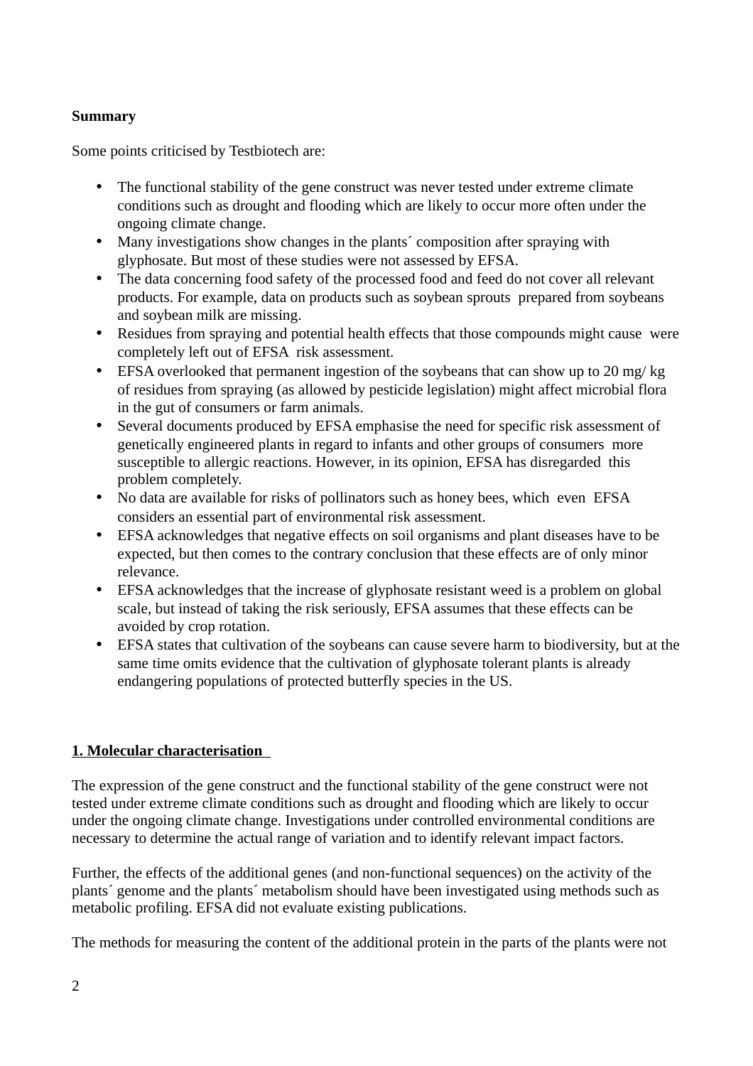**Summary**

Some points criticised by Testbiotech are:

- The functional stability of the gene construct was never tested under extreme climate conditions such as drought and flooding which are likely to occur more often under the ongoing climate change.
- Many investigations show changes in the plants´ composition after spraying with glyphosate. But most of these studies were not assessed by EFSA.
- The data concerning food safety of the processed food and feed do not cover all relevant products. For example, data on products such as soybean sprouts prepared from soybeans and soybean milk are missing.
- Residues from spraying and potential health effects that those compounds might cause were completely left out of EFSA risk assessment.
- EFSA overlooked that permanent ingestion of the soybeans that can show up to 20 mg/ kg of residues from spraying (as allowed by pesticide legislation) might affect microbial flora in the gut of consumers or farm animals.
- Several documents produced by EFSA emphasise the need for specific risk assessment of genetically engineered plants in regard to infants and other groups of consumers more susceptible to allergic reactions. However, in its opinion, EFSA has disregarded this problem completely.
- No data are available for risks of pollinators such as honey bees, which even EFSA considers an essential part of environmental risk assessment.
- EFSA acknowledges that negative effects on soil organisms and plant diseases have to be expected, but then comes to the contrary conclusion that these effects are of only minor relevance.
- EFSA acknowledges that the increase of glyphosate resistant weed is a problem on global scale, but instead of taking the risk seriously, EFSA assumes that these effects can be avoided by crop rotation.
- EFSA states that cultivation of the soybeans can cause severe harm to biodiversity, but at the same time omits evidence that the cultivation of glyphosate tolerant plants is already endangering populations of protected butterfly species in the US.

## 1. Molecular characterisation

The expression of the gene construct and the functional stability of the gene construct were not tested under extreme climate conditions such as drought and flooding which are likely to occur under the ongoing climate change. Investigations under controlled environmental conditions are necessary to determine the actual range of variation and to identify relevant impact factors.

Further, the effects of the additional genes (and non-functional sequences) on the activity of the plants´ genome and the plants´ metabolism should have been investigated using methods such as metabolic profiling. EFSA did not evaluate existing publications.

The methods for measuring the content of the additional protein in the parts of the plants were not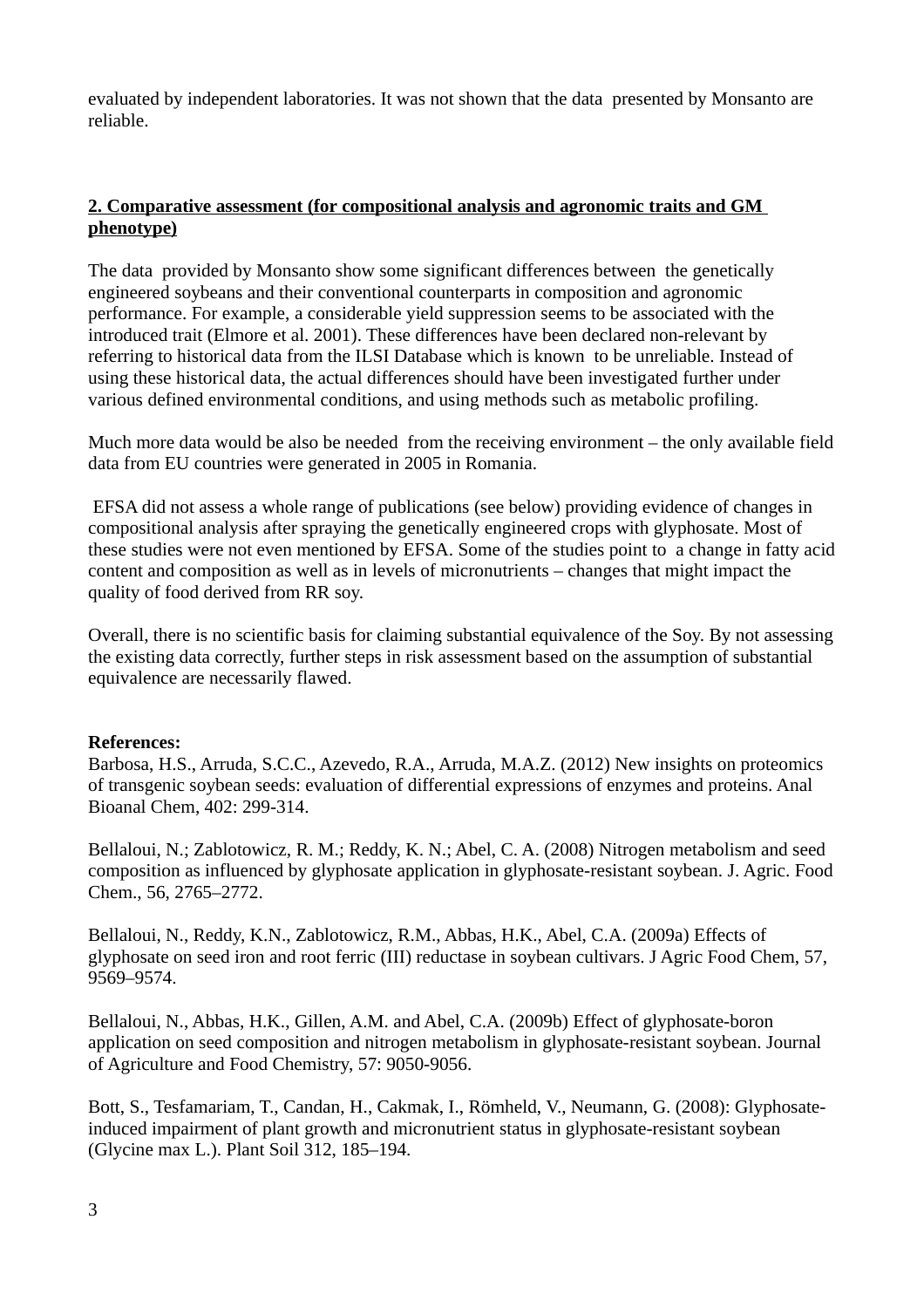evaluated by independent laboratories. It was not shown that the data presented by Monsanto are reliable.

## 2. Comparative assessment (for compositional analysis and agronomic traits and GM phenotype)

The data provided by Monsanto show some significant differences between the genetically engineered soybeans and their conventional counterparts in composition and agronomic performance. For example, a considerable yield suppression seems to be associated with the introduced trait (Elmore et al. 2001). These differences have been declared non-relevant by referring to historical data from the ILSI Database which is known to be unreliable. Instead of using these historical data, the actual differences should have been investigated further under various defined environmental conditions, and using methods such as metabolic profiling.

Much more data would be also be needed from the receiving environment – the only available field data from EU countries were generated in 2005 in Romania.

EFSA did not assess a whole range of publications (see below) providing evidence of changes in compositional analysis after spraying the genetically engineered crops with glyphosate. Most of these studies were not even mentioned by EFSA. Some of the studies point to a change in fatty acid content and composition as well as in levels of micronutrients – changes that might impact the quality of food derived from RR soy.

Overall, there is no scientific basis for claiming substantial equivalence of the Soy. By not assessing the existing data correctly, further steps in risk assessment based on the assumption of substantial equivalence are necessarily flawed.

**References:**

Barbosa, H.S., Arruda, S.C.C., Azevedo, R.A., Arruda, M.A.Z. (2012) New insights on proteomics of transgenic soybean seeds: evaluation of differential expressions of enzymes and proteins. Anal Bioanal Chem, 402: 299-314.

Bellaloui, N.; Zablotowicz, R. M.; Reddy, K. N.; Abel, C. A. (2008) Nitrogen metabolism and seed composition as influenced by glyphosate application in glyphosate-resistant soybean. J. Agric. Food Chem., 56, 2765–2772.

Bellaloui, N., Reddy, K.N., Zablotowicz, R.M., Abbas, H.K., Abel, C.A. (2009a) Effects of glyphosate on seed iron and root ferric (III) reductase in soybean cultivars. J Agric Food Chem, 57, 9569–9574.

Bellaloui, N., Abbas, H.K., Gillen, A.M. and Abel, C.A. (2009b) Effect of glyphosate-boron application on seed composition and nitrogen metabolism in glyphosate-resistant soybean. Journal of Agriculture and Food Chemistry, 57: 9050-9056.

Bott, S., Tesfamariam, T., Candan, H., Cakmak, I., Römheld, V., Neumann, G. (2008): Glyphosate-induced impairment of plant growth and micronutrient status in glyphosate-resistant soybean (Glycine max L.). Plant Soil 312, 185–194.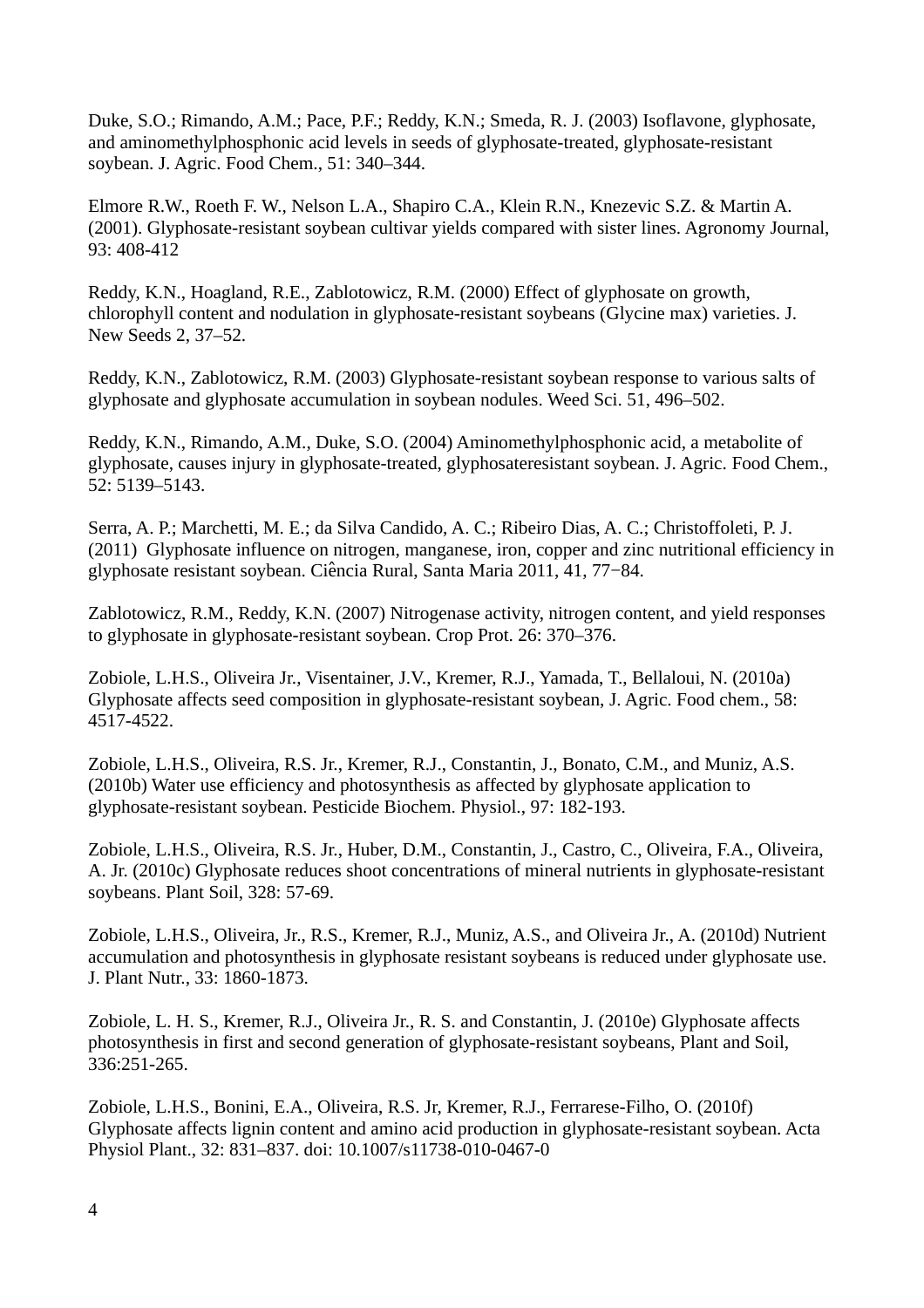Duke, S.O.; Rimando, A.M.; Pace, P.F.; Reddy, K.N.; Smeda, R. J. (2003) Isoflavone, glyphosate, and aminomethylphosphonic acid levels in seeds of glyphosate-treated, glyphosate-resistant soybean. J. Agric. Food Chem., 51: 340–344.

Elmore R.W., Roeth F. W., Nelson L.A., Shapiro C.A., Klein R.N., Knezevic S.Z. & Martin A. (2001). Glyphosate-resistant soybean cultivar yields compared with sister lines. Agronomy Journal, 93: 408-412

Reddy, K.N., Hoagland, R.E., Zablotowicz, R.M. (2000) Effect of glyphosate on growth, chlorophyll content and nodulation in glyphosate-resistant soybeans (Glycine max) varieties. J. New Seeds 2, 37–52.

Reddy, K.N., Zablotowicz, R.M. (2003) Glyphosate-resistant soybean response to various salts of glyphosate and glyphosate accumulation in soybean nodules. Weed Sci. 51, 496–502.

Reddy, K.N., Rimando, A.M., Duke, S.O. (2004) Aminomethylphosphonic acid, a metabolite of glyphosate, causes injury in glyphosate-treated, glyphosateresistant soybean. J. Agric. Food Chem., 52: 5139–5143.

Serra, A. P.; Marchetti, M. E.; da Silva Candido, A. C.; Ribeiro Dias, A. C.; Christoffoleti, P. J. (2011) Glyphosate influence on nitrogen, manganese, iron, copper and zinc nutritional efficiency in glyphosate resistant soybean. Ciência Rural, Santa Maria 2011, 41, 77−84.

Zablotowicz, R.M., Reddy, K.N. (2007) Nitrogenase activity, nitrogen content, and yield responses to glyphosate in glyphosate-resistant soybean. Crop Prot. 26: 370–376.

Zobiole, L.H.S., Oliveira Jr., Visentainer, J.V., Kremer, R.J., Yamada, T., Bellaloui, N. (2010a) Glyphosate affects seed composition in glyphosate-resistant soybean, J. Agric. Food chem., 58: 4517-4522.

Zobiole, L.H.S., Oliveira, R.S. Jr., Kremer, R.J., Constantin, J., Bonato, C.M., and Muniz, A.S. (2010b) Water use efficiency and photosynthesis as affected by glyphosate application to glyphosate-resistant soybean. Pesticide Biochem. Physiol., 97: 182-193.

Zobiole, L.H.S., Oliveira, R.S. Jr., Huber, D.M., Constantin, J., Castro, C., Oliveira, F.A., Oliveira, A. Jr. (2010c) Glyphosate reduces shoot concentrations of mineral nutrients in glyphosate-resistant soybeans. Plant Soil, 328: 57-69.

Zobiole, L.H.S., Oliveira, Jr., R.S., Kremer, R.J., Muniz, A.S., and Oliveira Jr., A. (2010d) Nutrient accumulation and photosynthesis in glyphosate resistant soybeans is reduced under glyphosate use. J. Plant Nutr., 33: 1860-1873.

Zobiole, L. H. S., Kremer, R.J., Oliveira Jr., R. S. and Constantin, J. (2010e) Glyphosate affects photosynthesis in first and second generation of glyphosate-resistant soybeans, Plant and Soil, 336:251-265.

Zobiole, L.H.S., Bonini, E.A., Oliveira, R.S. Jr, Kremer, R.J., Ferrarese-Filho, O. (2010f) Glyphosate affects lignin content and amino acid production in glyphosate-resistant soybean. Acta Physiol Plant., 32: 831–837. doi: 10.1007/s11738-010-0467-0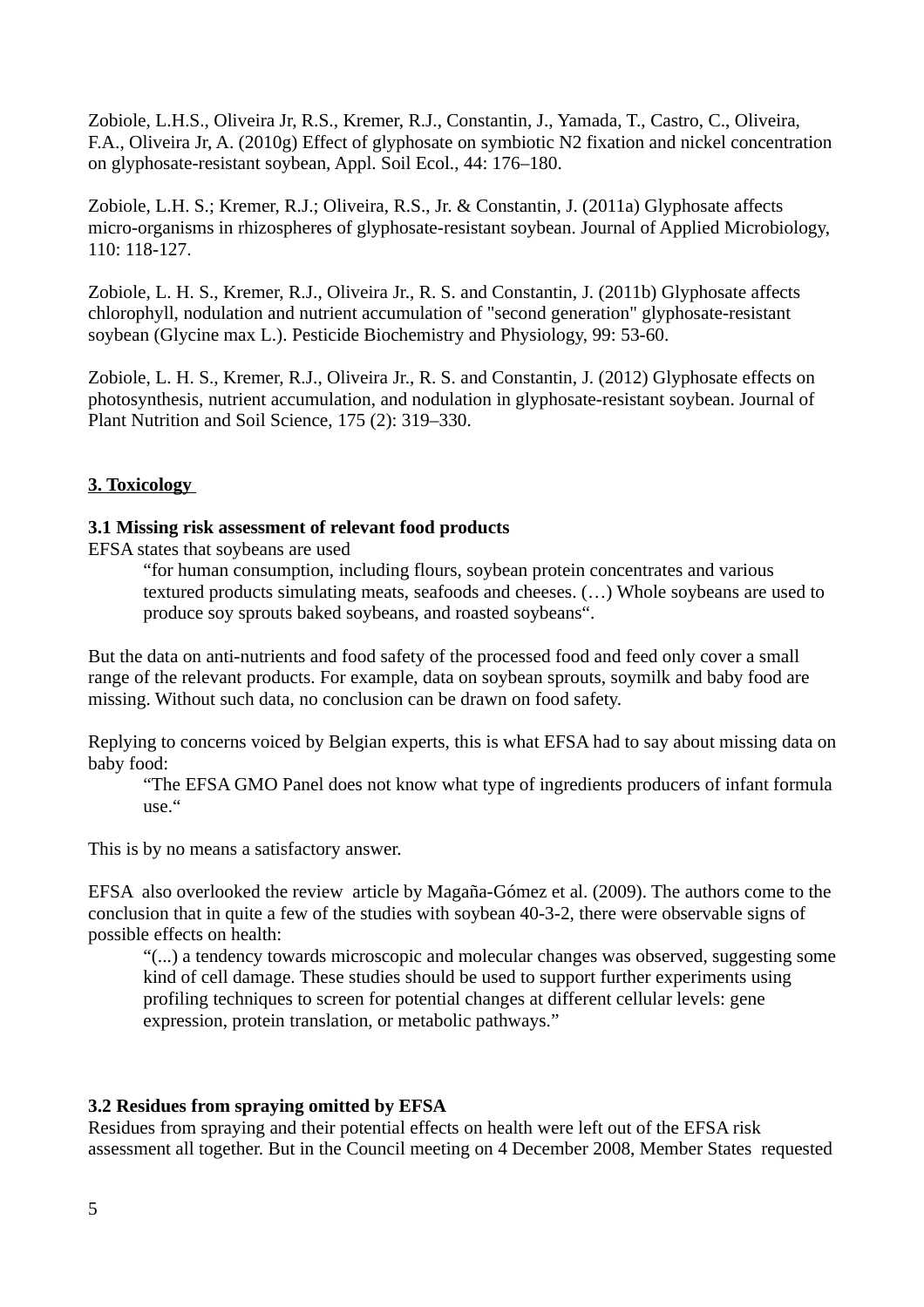Zobiole, L.H.S., Oliveira Jr, R.S., Kremer, R.J., Constantin, J., Yamada, T., Castro, C., Oliveira, F.A., Oliveira Jr, A. (2010g) Effect of glyphosate on symbiotic N2 fixation and nickel concentration on glyphosate-resistant soybean, Appl. Soil Ecol., 44: 176–180.

Zobiole, L.H. S.; Kremer, R.J.; Oliveira, R.S., Jr. & Constantin, J. (2011a) Glyphosate affects micro-organisms in rhizospheres of glyphosate-resistant soybean. Journal of Applied Microbiology, 110: 118-127.

Zobiole, L. H. S., Kremer, R.J., Oliveira Jr., R. S. and Constantin, J. (2011b) Glyphosate affects chlorophyll, nodulation and nutrient accumulation of "second generation" glyphosate-resistant soybean (Glycine max L.). Pesticide Biochemistry and Physiology, 99: 53-60.

Zobiole, L. H. S., Kremer, R.J., Oliveira Jr., R. S. and Constantin, J. (2012) Glyphosate effects on photosynthesis, nutrient accumulation, and nodulation in glyphosate-resistant soybean. Journal of Plant Nutrition and Soil Science, 175 (2): 319–330.

## 3. Toxicology

### 3.1 Missing risk assessment of relevant food products

EFSA states that soybeans are used

> "for human consumption, including flours, soybean protein concentrates and various textured products simulating meats, seafoods and cheeses. (…) Whole soybeans are used to produce soy sprouts baked soybeans, and roasted soybeans".

But the data on anti-nutrients and food safety of the processed food and feed only cover a small range of the relevant products. For example, data on soybean sprouts, soymilk and baby food are missing. Without such data, no conclusion can be drawn on food safety.

Replying to concerns voiced by Belgian experts, this is what EFSA had to say about missing data on baby food:

> "The EFSA GMO Panel does not know what type of ingredients producers of infant formula use."

This is by no means a satisfactory answer.

EFSA also overlooked the review article by Magaña-Gómez et al. (2009). The authors come to the conclusion that in quite a few of the studies with soybean 40-3-2, there were observable signs of possible effects on health:

> "(...) a tendency towards microscopic and molecular changes was observed, suggesting some kind of cell damage. These studies should be used to support further experiments using profiling techniques to screen for potential changes at different cellular levels: gene expression, protein translation, or metabolic pathways."

### 3.2 Residues from spraying omitted by EFSA

Residues from spraying and their potential effects on health were left out of the EFSA risk assessment all together. But in the Council meeting on 4 December 2008, Member States requested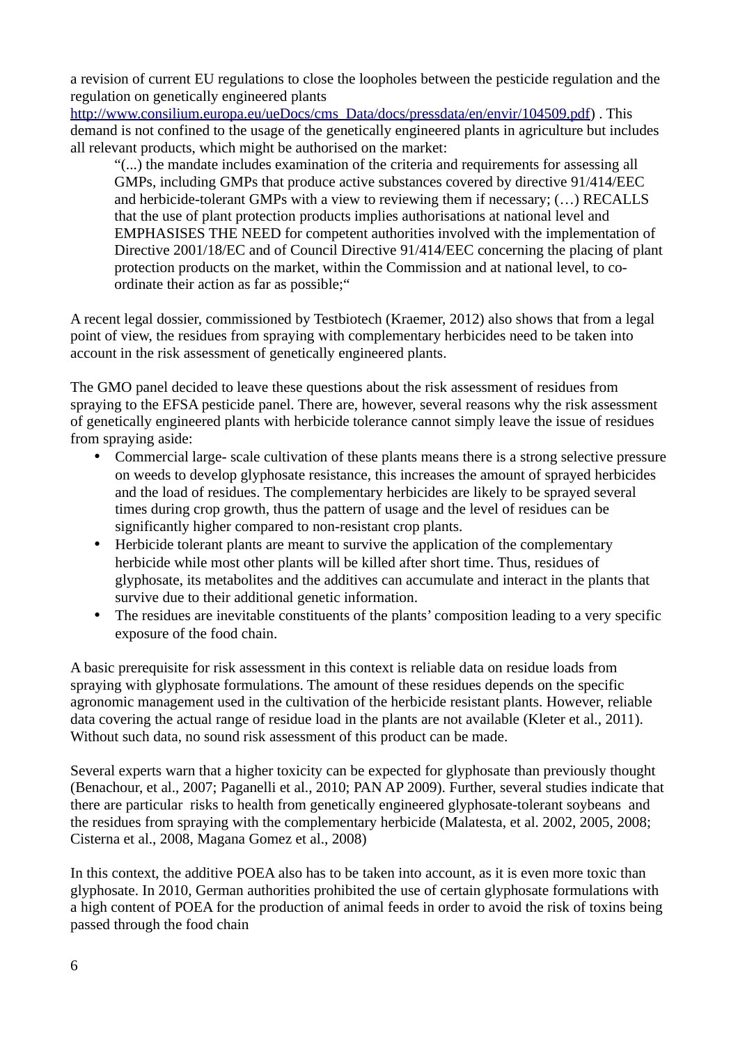a revision of current EU regulations to close the loopholes between the pesticide regulation and the regulation on genetically engineered plants [http://www.consilium.europa.eu/ueDocs/cms_Data/docs/pressdata/en/envir/104509.pdf](http://www.consilium.europa.eu/ueDocs/cms_Data/docs/pressdata/en/envir/104509.pdf)) . This demand is not confined to the usage of the genetically engineered plants in agriculture but includes all relevant products, which might be authorised on the market:

> "(...) the mandate includes examination of the criteria and requirements for assessing all GMPs, including GMPs that produce active substances covered by directive 91/414/EEC and herbicide-tolerant GMPs with a view to reviewing them if necessary; (…) RECALLS that the use of plant protection products implies authorisations at national level and EMPHASISES THE NEED for competent authorities involved with the implementation of Directive 2001/18/EC and of Council Directive 91/414/EEC concerning the placing of plant protection products on the market, within the Commission and at national level, to co-ordinate their action as far as possible;"

A recent legal dossier, commissioned by Testbiotech (Kraemer, 2012) also shows that from a legal point of view, the residues from spraying with complementary herbicides need to be taken into account in the risk assessment of genetically engineered plants.

The GMO panel decided to leave these questions about the risk assessment of residues from spraying to the EFSA pesticide panel. There are, however, several reasons why the risk assessment of genetically engineered plants with herbicide tolerance cannot simply leave the issue of residues from spraying aside:

- Commercial large- scale cultivation of these plants means there is a strong selective pressure on weeds to develop glyphosate resistance, this increases the amount of sprayed herbicides and the load of residues. The complementary herbicides are likely to be sprayed several times during crop growth, thus the pattern of usage and the level of residues can be significantly higher compared to non-resistant crop plants.
- Herbicide tolerant plants are meant to survive the application of the complementary herbicide while most other plants will be killed after short time. Thus, residues of glyphosate, its metabolites and the additives can accumulate and interact in the plants that survive due to their additional genetic information.
- The residues are inevitable constituents of the plants' composition leading to a very specific exposure of the food chain.

A basic prerequisite for risk assessment in this context is reliable data on residue loads from spraying with glyphosate formulations. The amount of these residues depends on the specific agronomic management used in the cultivation of the herbicide resistant plants. However, reliable data covering the actual range of residue load in the plants are not available (Kleter et al., 2011). Without such data, no sound risk assessment of this product can be made.

Several experts warn that a higher toxicity can be expected for glyphosate than previously thought (Benachour, et al., 2007; Paganelli et al., 2010; PAN AP 2009). Further, several studies indicate that there are particular risks to health from genetically engineered glyphosate-tolerant soybeans and the residues from spraying with the complementary herbicide (Malatesta, et al. 2002, 2005, 2008; Cisterna et al., 2008, Magana Gomez et al., 2008)

In this context, the additive POEA also has to be taken into account, as it is even more toxic than glyphosate. In 2010, German authorities prohibited the use of certain glyphosate formulations with a high content of POEA for the production of animal feeds in order to avoid the risk of toxins being passed through the food chain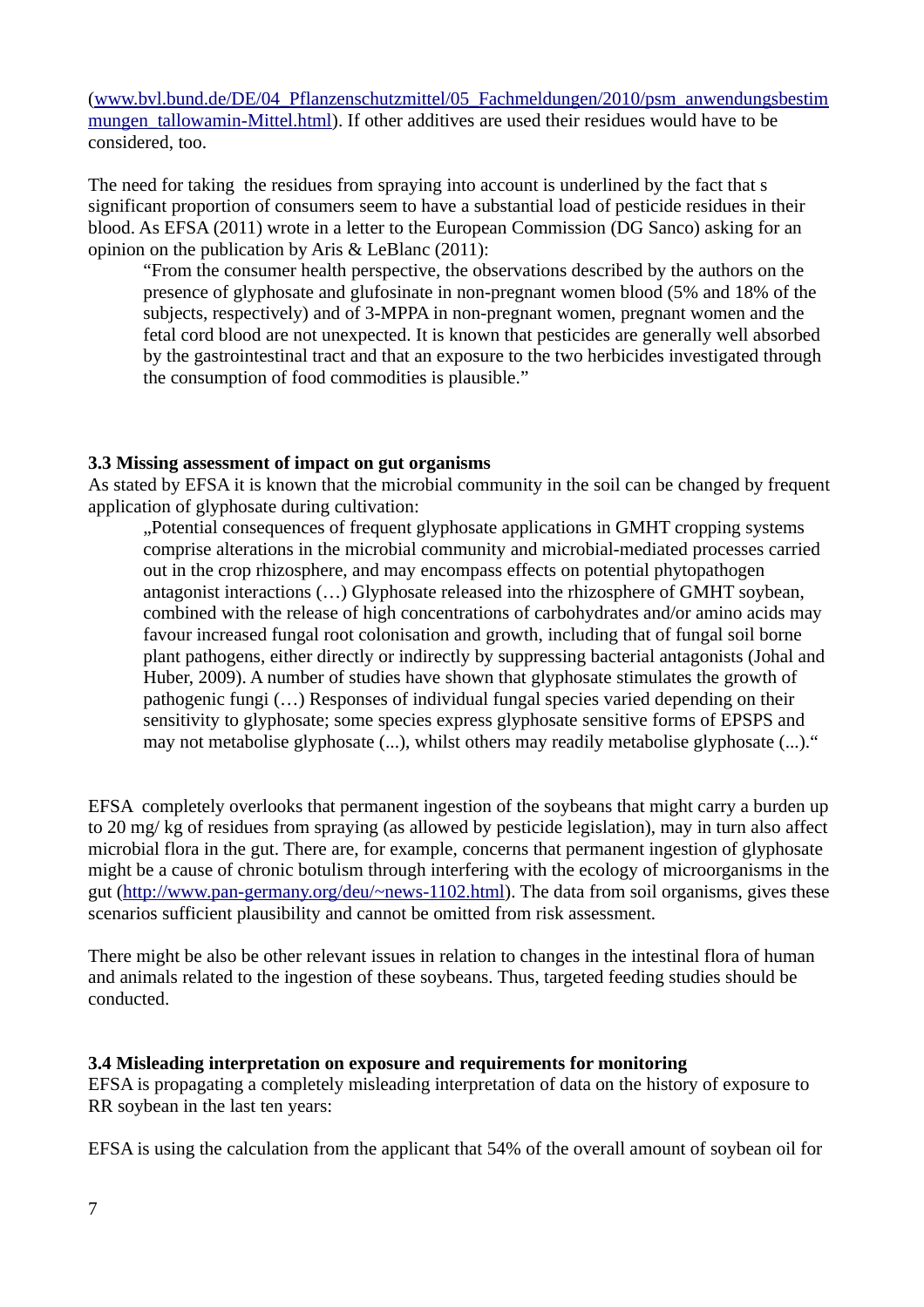([www.bvl.bund.de/DE/04_Pflanzenschutzmittel/05_Fachmeldungen/2010/psm_anwendungsbestimmungen_tallowamin-Mittel.html](www.bvl.bund.de/DE/04_Pflanzenschutzmittel/05_Fachmeldungen/2010/psm_anwendungsbestimmungen_tallowamin-Mittel.html)). If other additives are used their residues would have to be considered, too.

The need for taking the residues from spraying into account is underlined by the fact that s significant proportion of consumers seem to have a substantial load of pesticide residues in their blood. As EFSA (2011) wrote in a letter to the European Commission (DG Sanco) asking for an opinion on the publication by Aris & LeBlanc (2011):

> "From the consumer health perspective, the observations described by the authors on the presence of glyphosate and glufosinate in non-pregnant women blood (5% and 18% of the subjects, respectively) and of 3-MPPA in non-pregnant women, pregnant women and the fetal cord blood are not unexpected. It is known that pesticides are generally well absorbed by the gastrointestinal tract and that an exposure to the two herbicides investigated through the consumption of food commodities is plausible."

**3.3 Missing assessment of impact on gut organisms**

As stated by EFSA it is known that the microbial community in the soil can be changed by frequent application of glyphosate during cultivation:

> „Potential consequences of frequent glyphosate applications in GMHT cropping systems comprise alterations in the microbial community and microbial-mediated processes carried out in the crop rhizosphere, and may encompass effects on potential phytopathogen antagonist interactions (…) Glyphosate released into the rhizosphere of GMHT soybean, combined with the release of high concentrations of carbohydrates and/or amino acids may favour increased fungal root colonisation and growth, including that of fungal soil borne plant pathogens, either directly or indirectly by suppressing bacterial antagonists (Johal and Huber, 2009). A number of studies have shown that glyphosate stimulates the growth of pathogenic fungi (…) Responses of individual fungal species varied depending on their sensitivity to glyphosate; some species express glyphosate sensitive forms of EPSPS and may not metabolise glyphosate (...), whilst others may readily metabolise glyphosate (...).“

EFSA completely overlooks that permanent ingestion of the soybeans that might carry a burden up to 20 mg/ kg of residues from spraying (as allowed by pesticide legislation), may in turn also affect microbial flora in the gut. There are, for example, concerns that permanent ingestion of glyphosate might be a cause of chronic botulism through interfering with the ecology of microorganisms in the gut ([http://www.pan-germany.org/deu/~news-1102.html](http://www.pan-germany.org/deu/~news-1102.html)). The data from soil organisms, gives these scenarios sufficient plausibility and cannot be omitted from risk assessment.

There might be also be other relevant issues in relation to changes in the intestinal flora of human and animals related to the ingestion of these soybeans. Thus, targeted feeding studies should be conducted.

**3.4 Misleading interpretation on exposure and requirements for monitoring**

EFSA is propagating a completely misleading interpretation of data on the history of exposure to RR soybean in the last ten years:

EFSA is using the calculation from the applicant that 54% of the overall amount of soybean oil for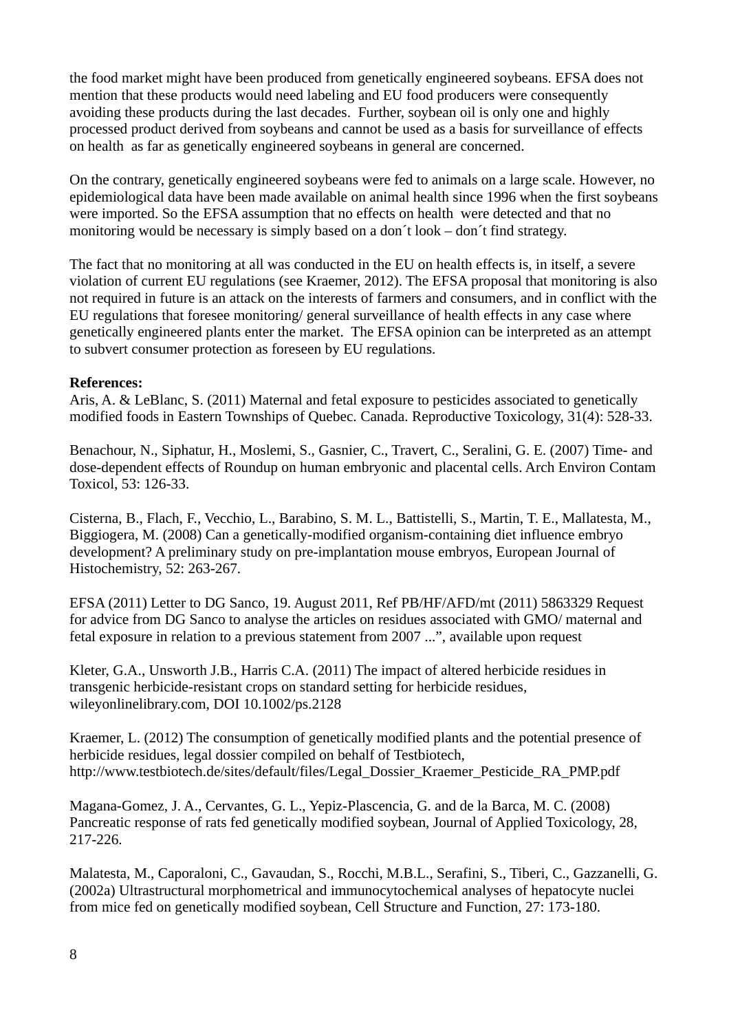the food market might have been produced from genetically engineered soybeans. EFSA does not mention that these products would need labeling and EU food producers were consequently avoiding these products during the last decades. Further, soybean oil is only one and highly processed product derived from soybeans and cannot be used as a basis for surveillance of effects on health as far as genetically engineered soybeans in general are concerned.

On the contrary, genetically engineered soybeans were fed to animals on a large scale. However, no epidemiological data have been made available on animal health since 1996 when the first soybeans were imported. So the EFSA assumption that no effects on health were detected and that no monitoring would be necessary is simply based on a don´t look – don´t find strategy.

The fact that no monitoring at all was conducted in the EU on health effects is, in itself, a severe violation of current EU regulations (see Kraemer, 2012). The EFSA proposal that monitoring is also not required in future is an attack on the interests of farmers and consumers, and in conflict with the EU regulations that foresee monitoring/ general surveillance of health effects in any case where genetically engineered plants enter the market. The EFSA opinion can be interpreted as an attempt to subvert consumer protection as foreseen by EU regulations.

**References:**

Aris, A. & LeBlanc, S. (2011) Maternal and fetal exposure to pesticides associated to genetically modified foods in Eastern Townships of Quebec. Canada. Reproductive Toxicology, 31(4): 528-33.

Benachour, N., Siphatur, H., Moslemi, S., Gasnier, C., Travert, C., Seralini, G. E. (2007) Time- and dose-dependent effects of Roundup on human embryonic and placental cells. Arch Environ Contam Toxicol, 53: 126-33.

Cisterna, B., Flach, F., Vecchio, L., Barabino, S. M. L., Battistelli, S., Martin, T. E., Mallatesta, M., Biggiogera, M. (2008) Can a genetically-modified organism-containing diet influence embryo development? A preliminary study on pre-implantation mouse embryos, European Journal of Histochemistry, 52: 263-267.

EFSA (2011) Letter to DG Sanco, 19. August 2011, Ref PB/HF/AFD/mt (2011) 5863329 Request for advice from DG Sanco to analyse the articles on residues associated with GMO/ maternal and fetal exposure in relation to a previous statement from 2007 ...", available upon request

Kleter, G.A., Unsworth J.B., Harris C.A. (2011) The impact of altered herbicide residues in transgenic herbicide-resistant crops on standard setting for herbicide residues, wileyonlinelibrary.com, DOI 10.1002/ps.2128

Kraemer, L. (2012) The consumption of genetically modified plants and the potential presence of herbicide residues, legal dossier compiled on behalf of Testbiotech, http://www.testbiotech.de/sites/default/files/Legal_Dossier_Kraemer_Pesticide_RA_PMP.pdf

Magana-Gomez, J. A., Cervantes, G. L., Yepiz-Plascencia, G. and de la Barca, M. C. (2008) Pancreatic response of rats fed genetically modified soybean, Journal of Applied Toxicology, 28, 217-226.

Malatesta, M., Caporaloni, C., Gavaudan, S., Rocchi, M.B.L., Serafini, S., Tiberi, C., Gazzanelli, G. (2002a) Ultrastructural morphometrical and immunocytochemical analyses of hepatocyte nuclei from mice fed on genetically modified soybean, Cell Structure and Function, 27: 173-180.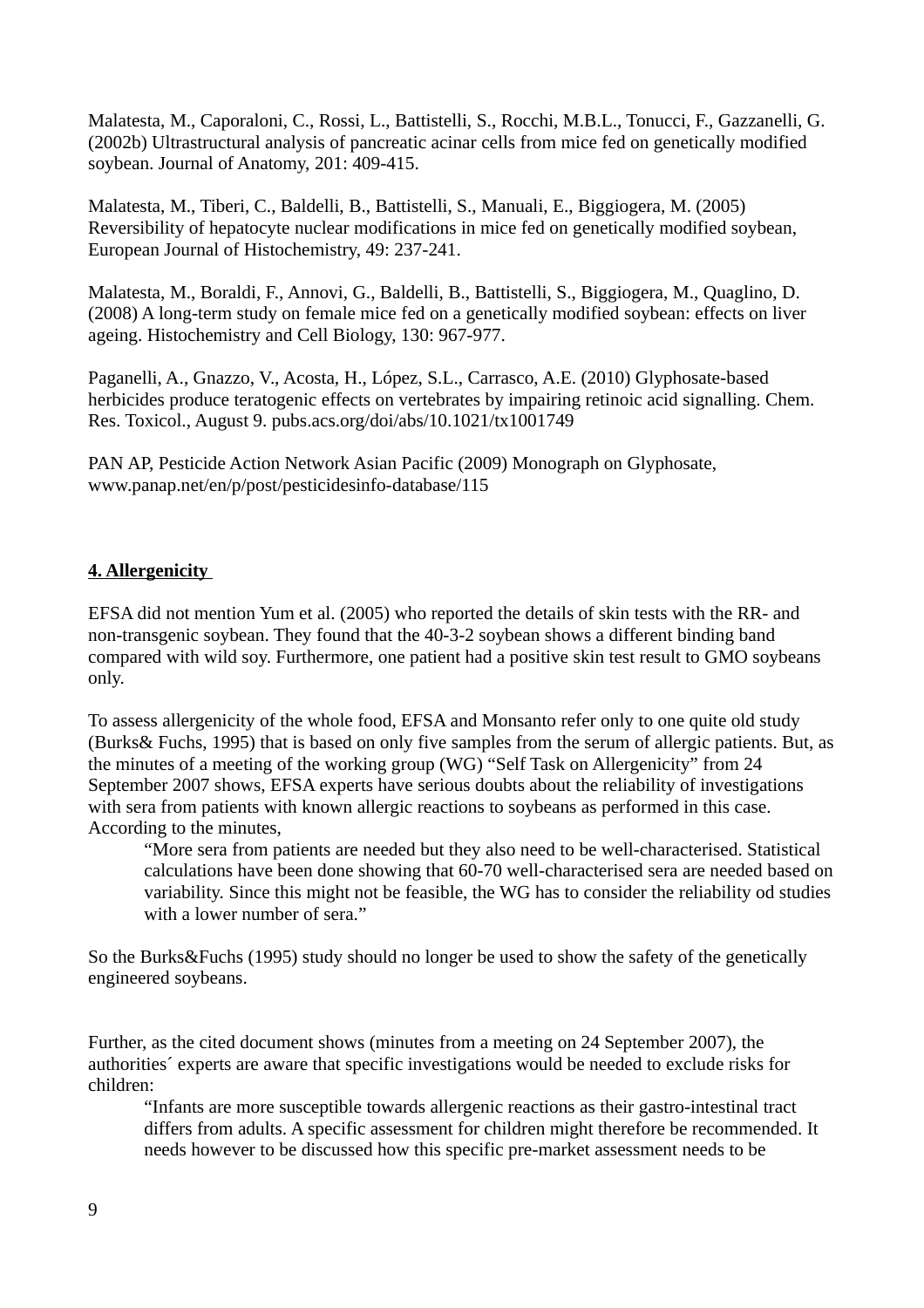Malatesta, M., Caporaloni, C., Rossi, L., Battistelli, S., Rocchi, M.B.L., Tonucci, F., Gazzanelli, G. (2002b) Ultrastructural analysis of pancreatic acinar cells from mice fed on genetically modified soybean. Journal of Anatomy, 201: 409-415.

Malatesta, M., Tiberi, C., Baldelli, B., Battistelli, S., Manuali, E., Biggiogera, M. (2005) Reversibility of hepatocyte nuclear modifications in mice fed on genetically modified soybean, European Journal of Histochemistry, 49: 237-241.

Malatesta, M., Boraldi, F., Annovi, G., Baldelli, B., Battistelli, S., Biggiogera, M., Quaglino, D. (2008) A long-term study on female mice fed on a genetically modified soybean: effects on liver ageing. Histochemistry and Cell Biology, 130: 967-977.

Paganelli, A., Gnazzo, V., Acosta, H., López, S.L., Carrasco, A.E. (2010) Glyphosate-based herbicides produce teratogenic effects on vertebrates by impairing retinoic acid signalling. Chem. Res. Toxicol., August 9. pubs.acs.org/doi/abs/10.1021/tx1001749

PAN AP, Pesticide Action Network Asian Pacific (2009) Monograph on Glyphosate, www.panap.net/en/p/post/pesticidesinfo-database/115

## 4. Allergenicity

EFSA did not mention Yum et al. (2005) who reported the details of skin tests with the RR- and non-transgenic soybean. They found that the 40-3-2 soybean shows a different binding band compared with wild soy. Furthermore, one patient had a positive skin test result to GMO soybeans only.

To assess allergenicity of the whole food, EFSA and Monsanto refer only to one quite old study (Burks& Fuchs, 1995) that is based on only five samples from the serum of allergic patients. But, as the minutes of a meeting of the working group (WG) “Self Task on Allergenicity” from 24 September 2007 shows, EFSA experts have serious doubts about the reliability of investigations with sera from patients with known allergic reactions to soybeans as performed in this case. According to the minutes,

> “More sera from patients are needed but they also need to be well-characterised. Statistical calculations have been done showing that 60-70 well-characterised sera are needed based on variability. Since this might not be feasible, the WG has to consider the reliability od studies with a lower number of sera.”

So the Burks&Fuchs (1995) study should no longer be used to show the safety of the genetically engineered soybeans.

Further, as the cited document shows (minutes from a meeting on 24 September 2007), the authorities´ experts are aware that specific investigations would be needed to exclude risks for children:

> “Infants are more susceptible towards allergenic reactions as their gastro-intestinal tract differs from adults. A specific assessment for children might therefore be recommended. It needs however to be discussed how this specific pre-market assessment needs to be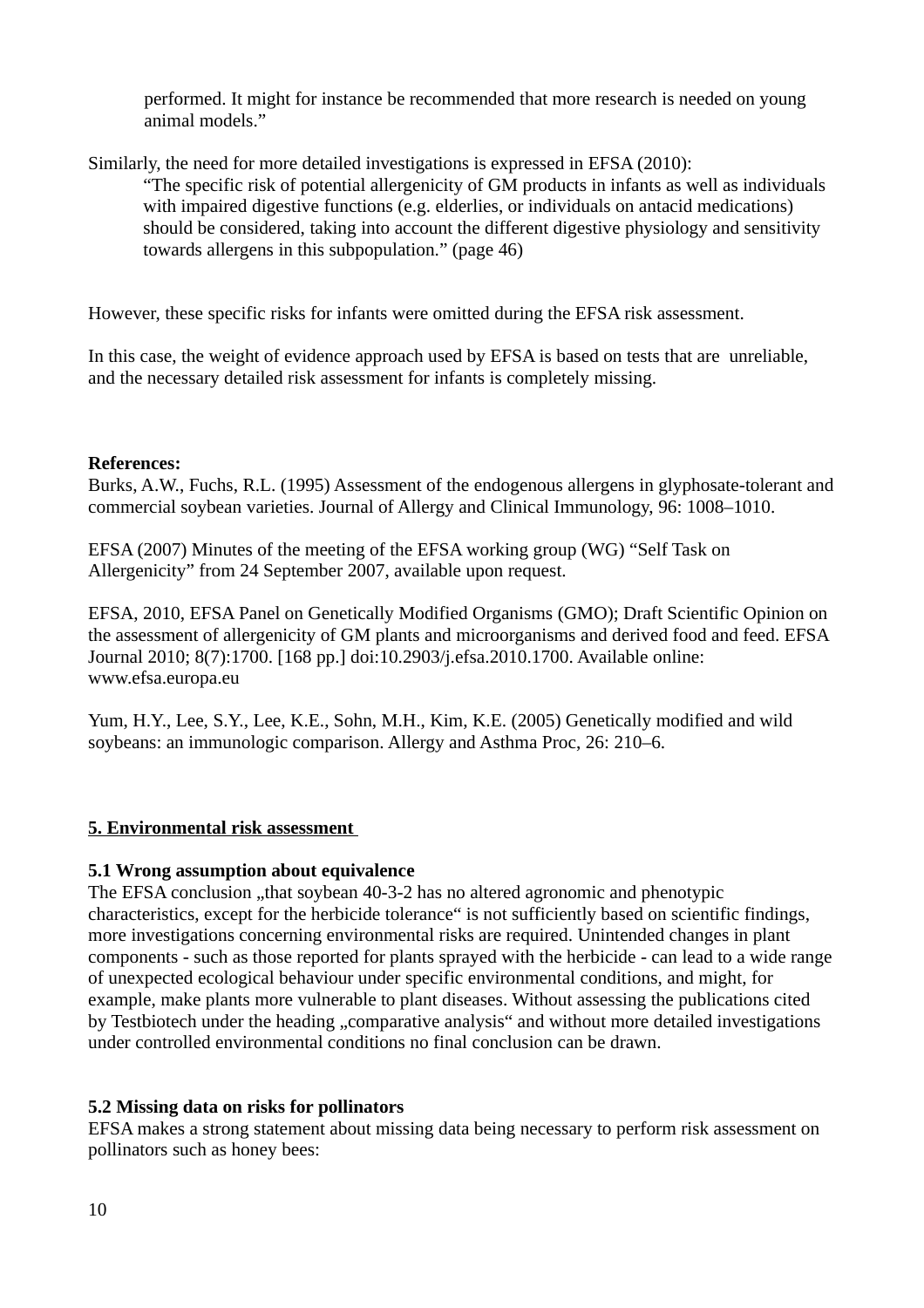> performed. It might for instance be recommended that more research is needed on young animal models."

Similarly, the need for more detailed investigations is expressed in EFSA (2010):

> "The specific risk of potential allergenicity of GM products in infants as well as individuals with impaired digestive functions (e.g. elderlies, or individuals on antacid medications) should be considered, taking into account the different digestive physiology and sensitivity towards allergens in this subpopulation." (page 46)

However, these specific risks for infants were omitted during the EFSA risk assessment.

In this case, the weight of evidence approach used by EFSA is based on tests that are unreliable, and the necessary detailed risk assessment for infants is completely missing.

**References:**

Burks, A.W., Fuchs, R.L. (1995) Assessment of the endogenous allergens in glyphosate-tolerant and commercial soybean varieties. Journal of Allergy and Clinical Immunology, 96: 1008–1010.

EFSA (2007) Minutes of the meeting of the EFSA working group (WG) "Self Task on Allergenicity" from 24 September 2007, available upon request.

EFSA, 2010, EFSA Panel on Genetically Modified Organisms (GMO); Draft Scientific Opinion on the assessment of allergenicity of GM plants and microorganisms and derived food and feed. EFSA Journal 2010; 8(7):1700. [168 pp.] doi:10.2903/j.efsa.2010.1700. Available online: www.efsa.europa.eu

Yum, H.Y., Lee, S.Y., Lee, K.E., Sohn, M.H., Kim, K.E. (2005) Genetically modified and wild soybeans: an immunologic comparison. Allergy and Asthma Proc, 26: 210–6.

## 5. Environmental risk assessment

### 5.1 Wrong assumption about equivalence

The EFSA conclusion „that soybean 40-3-2 has no altered agronomic and phenotypic characteristics, except for the herbicide tolerance" is not sufficiently based on scientific findings, more investigations concerning environmental risks are required. Unintended changes in plant components - such as those reported for plants sprayed with the herbicide - can lead to a wide range of unexpected ecological behaviour under specific environmental conditions, and might, for example, make plants more vulnerable to plant diseases. Without assessing the publications cited by Testbiotech under the heading „comparative analysis" and without more detailed investigations under controlled environmental conditions no final conclusion can be drawn.

### 5.2 Missing data on risks for pollinators

EFSA makes a strong statement about missing data being necessary to perform risk assessment on pollinators such as honey bees: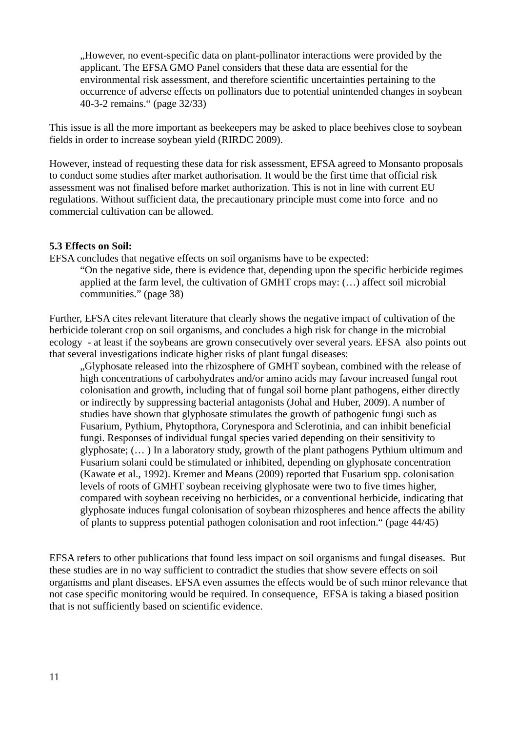> „However, no event-specific data on plant-pollinator interactions were provided by the applicant. The EFSA GMO Panel considers that these data are essential for the environmental risk assessment, and therefore scientific uncertainties pertaining to the occurrence of adverse effects on pollinators due to potential unintended changes in soybean 40-3-2 remains." (page 32/33)

This issue is all the more important as beekeepers may be asked to place beehives close to soybean fields in order to increase soybean yield (RIRDC 2009).

However, instead of requesting these data for risk assessment, EFSA agreed to Monsanto proposals to conduct some studies after market authorisation. It would be the first time that official risk assessment was not finalised before market authorization. This is not in line with current EU regulations. Without sufficient data, the precautionary principle must come into force and no commercial cultivation can be allowed.

**5.3 Effects on Soil:**

EFSA concludes that negative effects on soil organisms have to be expected:

> "On the negative side, there is evidence that, depending upon the specific herbicide regimes applied at the farm level, the cultivation of GMHT crops may: (…) affect soil microbial communities." (page 38)

Further, EFSA cites relevant literature that clearly shows the negative impact of cultivation of the herbicide tolerant crop on soil organisms, and concludes a high risk for change in the microbial ecology - at least if the soybeans are grown consecutively over several years. EFSA also points out that several investigations indicate higher risks of plant fungal diseases:

> „Glyphosate released into the rhizosphere of GMHT soybean, combined with the release of high concentrations of carbohydrates and/or amino acids may favour increased fungal root colonisation and growth, including that of fungal soil borne plant pathogens, either directly or indirectly by suppressing bacterial antagonists (Johal and Huber, 2009). A number of studies have shown that glyphosate stimulates the growth of pathogenic fungi such as Fusarium, Pythium, Phytopthora, Corynespora and Sclerotinia, and can inhibit beneficial fungi. Responses of individual fungal species varied depending on their sensitivity to glyphosate; (… ) In a laboratory study, growth of the plant pathogens Pythium ultimum and Fusarium solani could be stimulated or inhibited, depending on glyphosate concentration (Kawate et al., 1992). Kremer and Means (2009) reported that Fusarium spp. colonisation levels of roots of GMHT soybean receiving glyphosate were two to five times higher, compared with soybean receiving no herbicides, or a conventional herbicide, indicating that glyphosate induces fungal colonisation of soybean rhizospheres and hence affects the ability of plants to suppress potential pathogen colonisation and root infection." (page 44/45)

EFSA refers to other publications that found less impact on soil organisms and fungal diseases. But these studies are in no way sufficient to contradict the studies that show severe effects on soil organisms and plant diseases. EFSA even assumes the effects would be of such minor relevance that not case specific monitoring would be required. In consequence, EFSA is taking a biased position that is not sufficiently based on scientific evidence.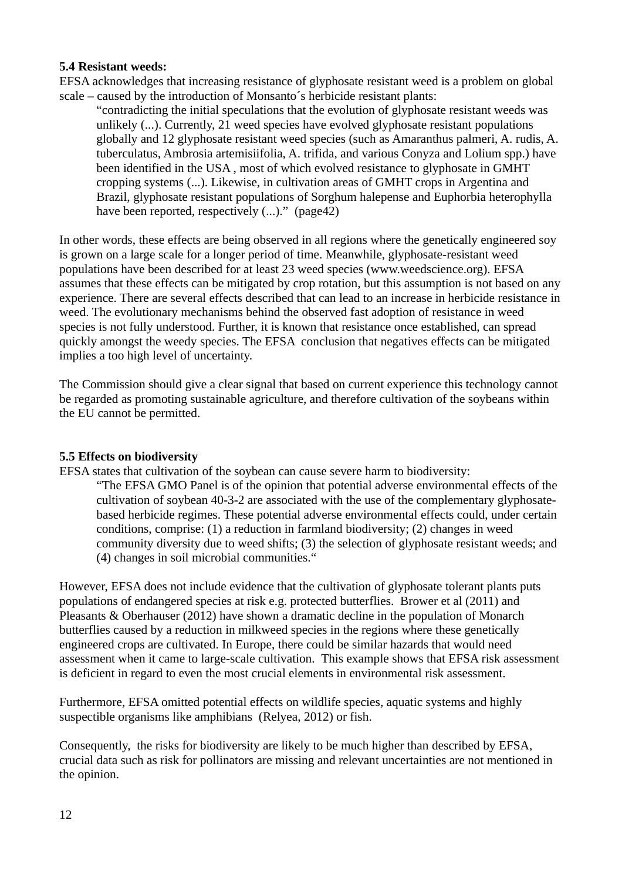**5.4 Resistant weeds:**

EFSA acknowledges that increasing resistance of glyphosate resistant weed is a problem on global scale – caused by the introduction of Monsanto´s herbicide resistant plants:

> "contradicting the initial speculations that the evolution of glyphosate resistant weeds was unlikely (...). Currently, 21 weed species have evolved glyphosate resistant populations globally and 12 glyphosate resistant weed species (such as Amaranthus palmeri, A. rudis, A. tuberculatus, Ambrosia artemisiifolia, A. trifida, and various Conyza and Lolium spp.) have been identified in the USA , most of which evolved resistance to glyphosate in GMHT cropping systems (...). Likewise, in cultivation areas of GMHT crops in Argentina and Brazil, glyphosate resistant populations of Sorghum halepense and Euphorbia heterophylla have been reported, respectively (...)." (page42)

In other words, these effects are being observed in all regions where the genetically engineered soy is grown on a large scale for a longer period of time. Meanwhile, glyphosate-resistant weed populations have been described for at least 23 weed species (www.weedscience.org). EFSA assumes that these effects can be mitigated by crop rotation, but this assumption is not based on any experience. There are several effects described that can lead to an increase in herbicide resistance in weed. The evolutionary mechanisms behind the observed fast adoption of resistance in weed species is not fully understood. Further, it is known that resistance once established, can spread quickly amongst the weedy species. The EFSA conclusion that negatives effects can be mitigated implies a too high level of uncertainty.

The Commission should give a clear signal that based on current experience this technology cannot be regarded as promoting sustainable agriculture, and therefore cultivation of the soybeans within the EU cannot be permitted.

**5.5 Effects on biodiversity**

EFSA states that cultivation of the soybean can cause severe harm to biodiversity:

> "The EFSA GMO Panel is of the opinion that potential adverse environmental effects of the cultivation of soybean 40-3-2 are associated with the use of the complementary glyphosate-based herbicide regimes. These potential adverse environmental effects could, under certain conditions, comprise: (1) a reduction in farmland biodiversity; (2) changes in weed community diversity due to weed shifts; (3) the selection of glyphosate resistant weeds; and (4) changes in soil microbial communities."

However, EFSA does not include evidence that the cultivation of glyphosate tolerant plants puts populations of endangered species at risk e.g. protected butterflies. Brower et al (2011) and Pleasants & Oberhauser (2012) have shown a dramatic decline in the population of Monarch butterflies caused by a reduction in milkweed species in the regions where these genetically engineered crops are cultivated. In Europe, there could be similar hazards that would need assessment when it came to large-scale cultivation. This example shows that EFSA risk assessment is deficient in regard to even the most crucial elements in environmental risk assessment.

Furthermore, EFSA omitted potential effects on wildlife species, aquatic systems and highly suspectible organisms like amphibians (Relyea, 2012) or fish.

Consequently, the risks for biodiversity are likely to be much higher than described by EFSA, crucial data such as risk for pollinators are missing and relevant uncertainties are not mentioned in the opinion.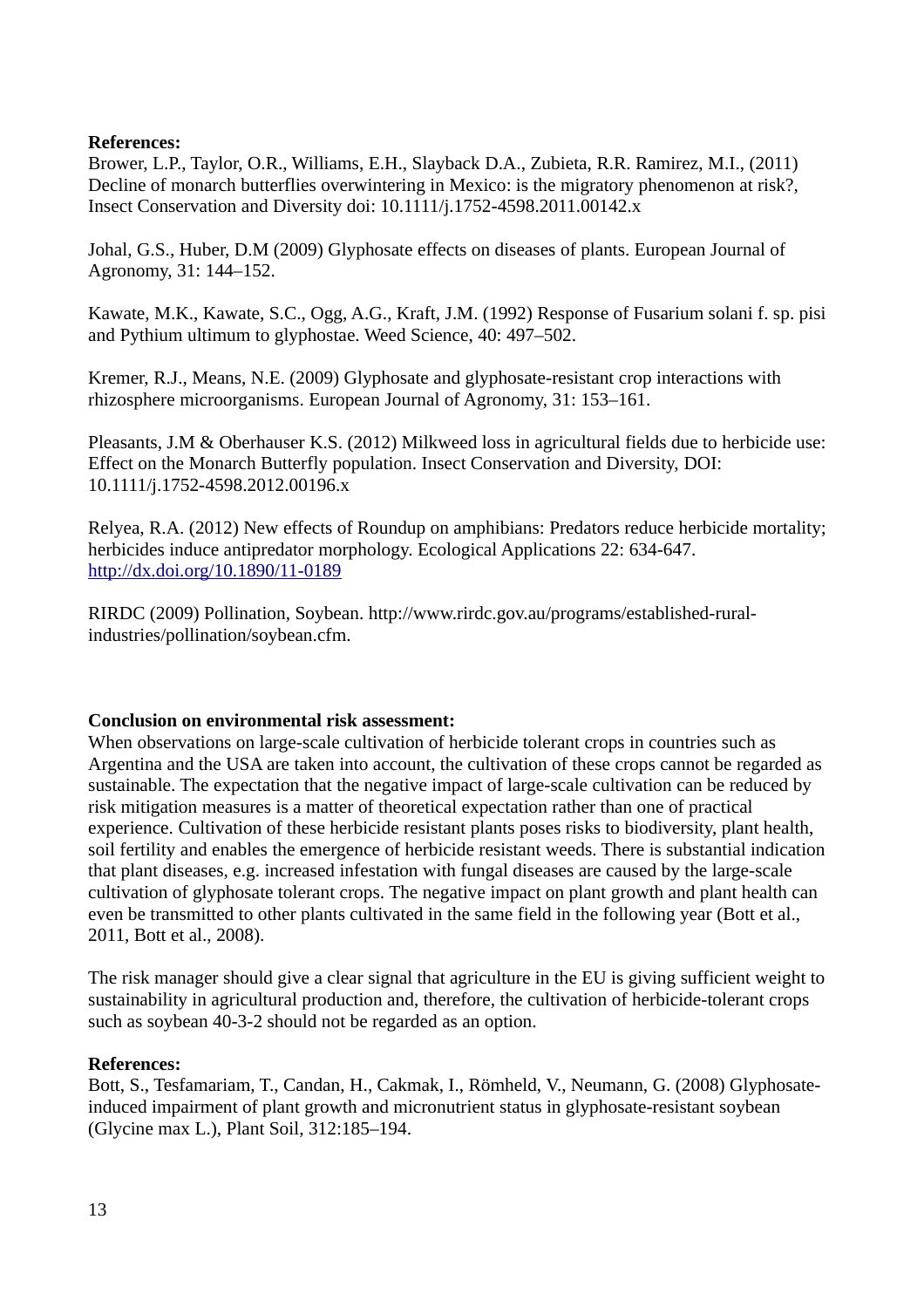**References:**

Brower, L.P., Taylor, O.R., Williams, E.H., Slayback D.A., Zubieta, R.R. Ramirez, M.I., (2011) Decline of monarch butterflies overwintering in Mexico: is the migratory phenomenon at risk?, Insect Conservation and Diversity doi: 10.1111/j.1752-4598.2011.00142.x

Johal, G.S., Huber, D.M (2009) Glyphosate effects on diseases of plants. European Journal of Agronomy, 31: 144–152.

Kawate, M.K., Kawate, S.C., Ogg, A.G., Kraft, J.M. (1992) Response of Fusarium solani f. sp. pisi and Pythium ultimum to glyphostae. Weed Science, 40: 497–502.

Kremer, R.J., Means, N.E. (2009) Glyphosate and glyphosate-resistant crop interactions with rhizosphere microorganisms. European Journal of Agronomy, 31: 153–161.

Pleasants, J.M & Oberhauser K.S. (2012) Milkweed loss in agricultural fields due to herbicide use: Effect on the Monarch Butterfly population. Insect Conservation and Diversity, DOI: 10.1111/j.1752-4598.2012.00196.x

Relyea, R.A. (2012) New effects of Roundup on amphibians: Predators reduce herbicide mortality; herbicides induce antipredator morphology. Ecological Applications 22: 634-647. http://dx.doi.org/10.1890/11-0189

RIRDC (2009) Pollination, Soybean. http://www.rirdc.gov.au/programs/established-rural-industries/pollination/soybean.cfm.

**Conclusion on environmental risk assessment:**

When observations on large-scale cultivation of herbicide tolerant crops in countries such as Argentina and the USA are taken into account, the cultivation of these crops cannot be regarded as sustainable. The expectation that the negative impact of large-scale cultivation can be reduced by risk mitigation measures is a matter of theoretical expectation rather than one of practical experience. Cultivation of these herbicide resistant plants poses risks to biodiversity, plant health, soil fertility and enables the emergence of herbicide resistant weeds. There is substantial indication that plant diseases, e.g. increased infestation with fungal diseases are caused by the large-scale cultivation of glyphosate tolerant crops. The negative impact on plant growth and plant health can even be transmitted to other plants cultivated in the same field in the following year (Bott et al., 2011, Bott et al., 2008).

The risk manager should give a clear signal that agriculture in the EU is giving sufficient weight to sustainability in agricultural production and, therefore, the cultivation of herbicide-tolerant crops such as soybean 40-3-2 should not be regarded as an option.

**References:**

Bott, S., Tesfamariam, T., Candan, H., Cakmak, I., Römheld, V., Neumann, G. (2008) Glyphosate-induced impairment of plant growth and micronutrient status in glyphosate-resistant soybean (Glycine max L.), Plant Soil, 312:185–194.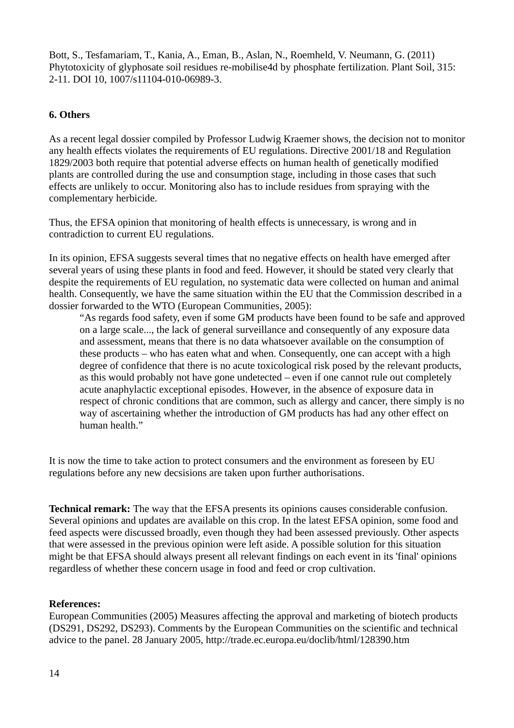Bott, S., Tesfamariam, T., Kania, A., Eman, B., Aslan, N., Roemheld, V. Neumann, G. (2011) Phytotoxicity of glyphosate soil residues re-mobilise4d by phosphate fertilization. Plant Soil, 315: 2-11. DOI 10, 1007/s11104-010-06989-3.

## 6. Others

As a recent legal dossier compiled by Professor Ludwig Kraemer shows, the decision not to monitor any health effects violates the requirements of EU regulations. Directive 2001/18 and Regulation 1829/2003 both require that potential adverse effects on human health of genetically modified plants are controlled during the use and consumption stage, including in those cases that such effects are unlikely to occur. Monitoring also has to include residues from spraying with the complementary herbicide.

Thus, the EFSA opinion that monitoring of health effects is unnecessary, is wrong and in contradiction to current EU regulations.

In its opinion, EFSA suggests several times that no negative effects on health have emerged after several years of using these plants in food and feed. However, it should be stated very clearly that despite the requirements of EU regulation, no systematic data were collected on human and animal health. Consequently, we have the same situation within the EU that the Commission described in a dossier forwarded to the WTO (European Communities, 2005):

> "As regards food safety, even if some GM products have been found to be safe and approved on a large scale..., the lack of general surveillance and consequently of any exposure data and assessment, means that there is no data whatsoever available on the consumption of these products – who has eaten what and when. Consequently, one can accept with a high degree of confidence that there is no acute toxicological risk posed by the relevant products, as this would probably not have gone undetected – even if one cannot rule out completely acute anaphylactic exceptional episodes. However, in the absence of exposure data in respect of chronic conditions that are common, such as allergy and cancer, there simply is no way of ascertaining whether the introduction of GM products has had any other effect on human health."

It is now the time to take action to protect consumers and the environment as foreseen by EU regulations before any new decsisions are taken upon further authorisations.

**Technical remark:** The way that the EFSA presents its opinions causes considerable confusion. Several opinions and updates are available on this crop. In the latest EFSA opinion, some food and feed aspects were discussed broadly, even though they had been assessed previously. Other aspects that were assessed in the previous opinion were left aside. A possible solution for this situation might be that EFSA should always present all relevant findings on each event in its 'final' opinions regardless of whether these concern usage in food and feed or crop cultivation.

**References:**

European Communities (2005) Measures affecting the approval and marketing of biotech products (DS291, DS292, DS293). Comments by the European Communities on the scientific and technical advice to the panel. 28 January 2005, http://trade.ec.europa.eu/doclib/html/128390.htm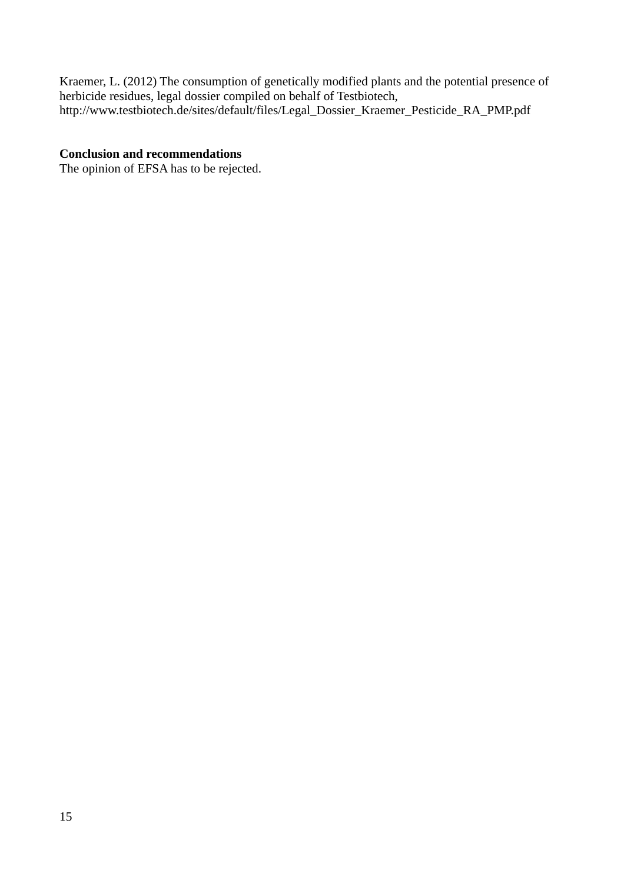Kraemer, L. (2012) The consumption of genetically modified plants and the potential presence of herbicide residues, legal dossier compiled on behalf of Testbiotech, http://www.testbiotech.de/sites/default/files/Legal_Dossier_Kraemer_Pesticide_RA_PMP.pdf

**Conclusion and recommendations**

The opinion of EFSA has to be rejected.